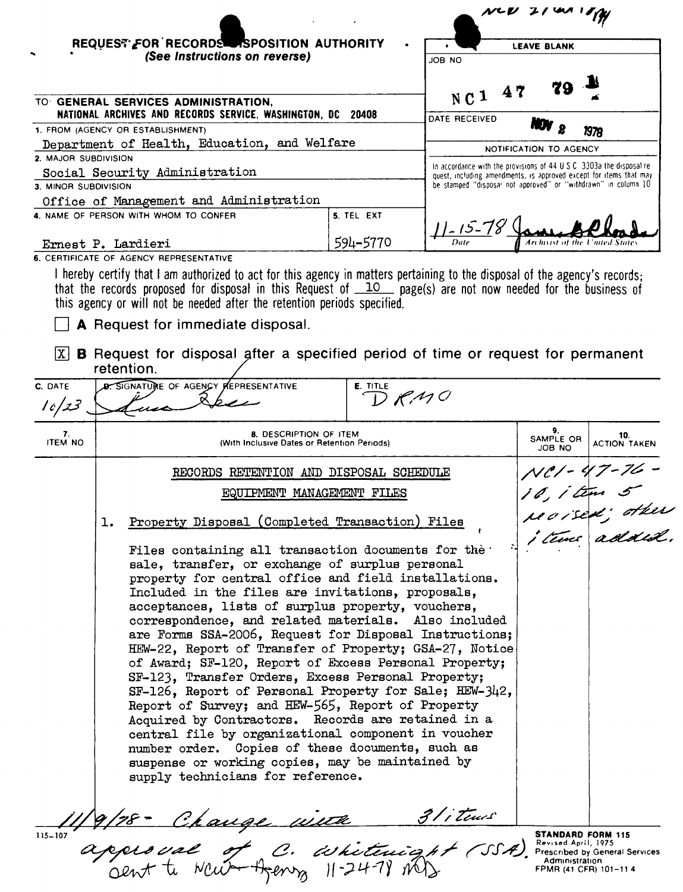NCW 21 ... 1/79

**REQUEST FOR RECORDS DISPOSITION AUTHORITY**
*(See Instructions on reverse)*

| | LEAVE BLANK |
|---|---|
| | JOB NO: NC1 47 79 1 |
| | DATE RECEIVED: NOV 2 1978 |
| | NOTIFICATION TO AGENCY |
| | In accordance with the provisions of 44 U S C 3303a the disposal request, including amendments, is approved except for items that may be stamped "disposal not approved" or "withdrawn" in column 10 |
| | 11-15-78 James B. Rhoads — Date / Archivist of the United States |

TO: **GENERAL SERVICES ADMINISTRATION, NATIONAL ARCHIVES AND RECORDS SERVICE, WASHINGTON, DC 20408**

1. FROM (AGENCY OR ESTABLISHMENT): Department of Health, Education, and Welfare
2. MAJOR SUBDIVISION: Social Security Administration
3. MINOR SUBDIVISION: Office of Management and Administration
4. NAME OF PERSON WITH WHOM TO CONFER: Ernest P. Lardieri
5. TEL EXT: 594-5770

6. CERTIFICATE OF AGENCY REPRESENTATIVE

I hereby certify that I am authorized to act for this agency in matters pertaining to the disposal of the agency's records; that the records proposed for disposal in this Request of 10 page(s) are not now needed for the business of this agency or will not be needed after the retention periods specified.

☐ **A** Request for immediate disposal.

☒ **B** Request for disposal after a specified period of time or request for permanent retention.

| C. DATE | D. SIGNATURE OF AGENCY REPRESENTATIVE | E. TITLE |
|---|---|---|
| 10/23 | (signature) | DRMO |

| 7. ITEM NO | 8. DESCRIPTION OF ITEM (With Inclusive Dates or Retention Periods) | 9. SAMPLE OR JOB NO | 10. ACTION TAKEN |
|---|---|---|---|
| | RECORDS RETENTION AND DISPOSAL SCHEDULE<br>EQUIPMENT MANAGEMENT FILES | NC1-47-76-10, item 5 revised; other items added. | |
| 1. | Property Disposal (Completed Transaction) Files<br><br>Files containing all transaction documents for the sale, transfer, or exchange of surplus personal property for central office and field installations. Included in the files are invitations, proposals, acceptances, lists of surplus property, vouchers, correspondence, and related materials. Also included are Forms SSA-2006, Request for Disposal Instructions; HEW-22, Report of Transfer of Property; GSA-27, Notice of Award; SF-120, Report of Excess Personal Property; SF-123, Transfer Orders, Excess Personal Property; SF-126, Report of Personal Property for Sale; HEW-342, Report of Survey; and HEW-565, Report of Property Acquired by Contractors. Records are retained in a central file by organizational component in voucher number order. Copies of these documents, such as suspense or working copies, may be maintained by supply technicians for reference. | | |

11/9/78 - Change with 31 items approval of C. Whitwright (SSA). Sent to NCW Agency 11-24-78 MD

115-107

**STANDARD FORM 115**
Revised April, 1975
Prescribed by General Services Administration
FPMR (41 CFR) 101-11 4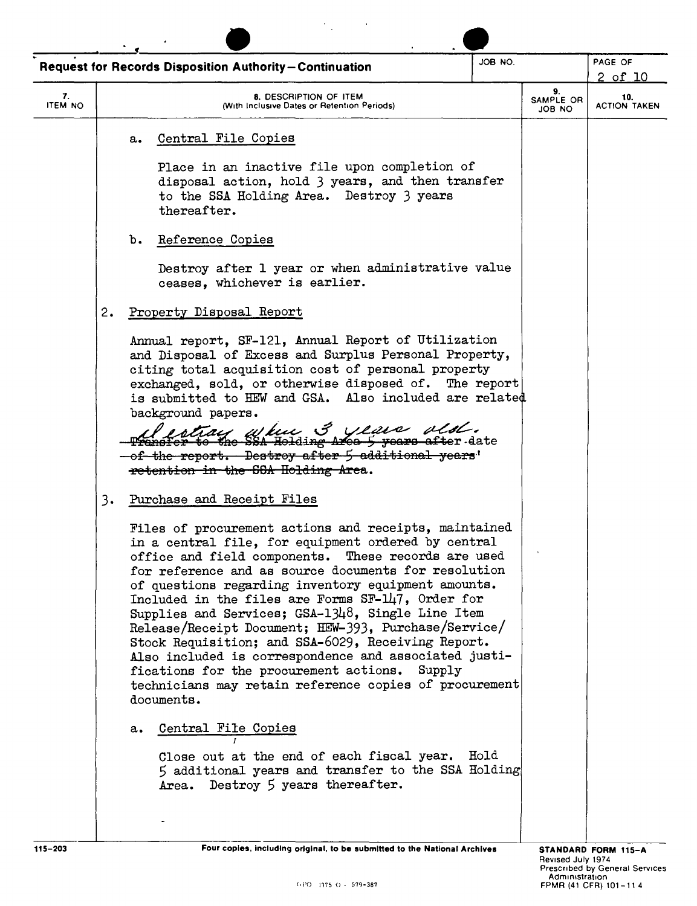**Request for Records Disposition Authority—Continuation**

| 7. ITEM NO | 8. DESCRIPTION OF ITEM (With Inclusive Dates or Retention Periods) | 9. SAMPLE OR JOB NO | 10. ACTION TAKEN |
|---|---|---|---|

a. Central File Copies

Place in an inactive file upon completion of disposal action, hold 3 years, and then transfer to the SSA Holding Area. Destroy 3 years thereafter.

b. Reference Copies

Destroy after 1 year or when administrative value ceases, whichever is earlier.

2. Property Disposal Report

Annual report, SF-121, Annual Report of Utilization and Disposal of Excess and Surplus Personal Property, citing total acquisition cost of personal property exchanged, sold, or otherwise disposed of. The report is submitted to HEW and GSA. Also included are related background papers.

Destroy when 3 years old.

~~Transfer to the SSA Holding Area 5 years after~~ date ~~of the report. Destroy after 5 additional years' retention in the SSA Holding Area.~~

3. Purchase and Receipt Files

Files of procurement actions and receipts, maintained in a central file, for equipment ordered by central office and field components. These records are used for reference and as source documents for resolution of questions regarding inventory equipment amounts. Included in the files are Forms SF-147, Order for Supplies and Services; GSA-1348, Single Line Item Release/Receipt Document; HEW-393, Purchase/Service/ Stock Requisition; and SSA-6029, Receiving Report. Also included is correspondence and associated justifications for the procurement actions. Supply technicians may retain reference copies of procurement documents.

a. Central File Copies

Close out at the end of each fiscal year. Hold 5 additional years and transfer to the SSA Holding Area. Destroy 5 years thereafter.

115-203 — Four copies, including original, to be submitted to the National Archives

STANDARD FORM 115-A
Revised July 1974
Prescribed by General Services Administration
FPMR (41 CFR) 101-11.4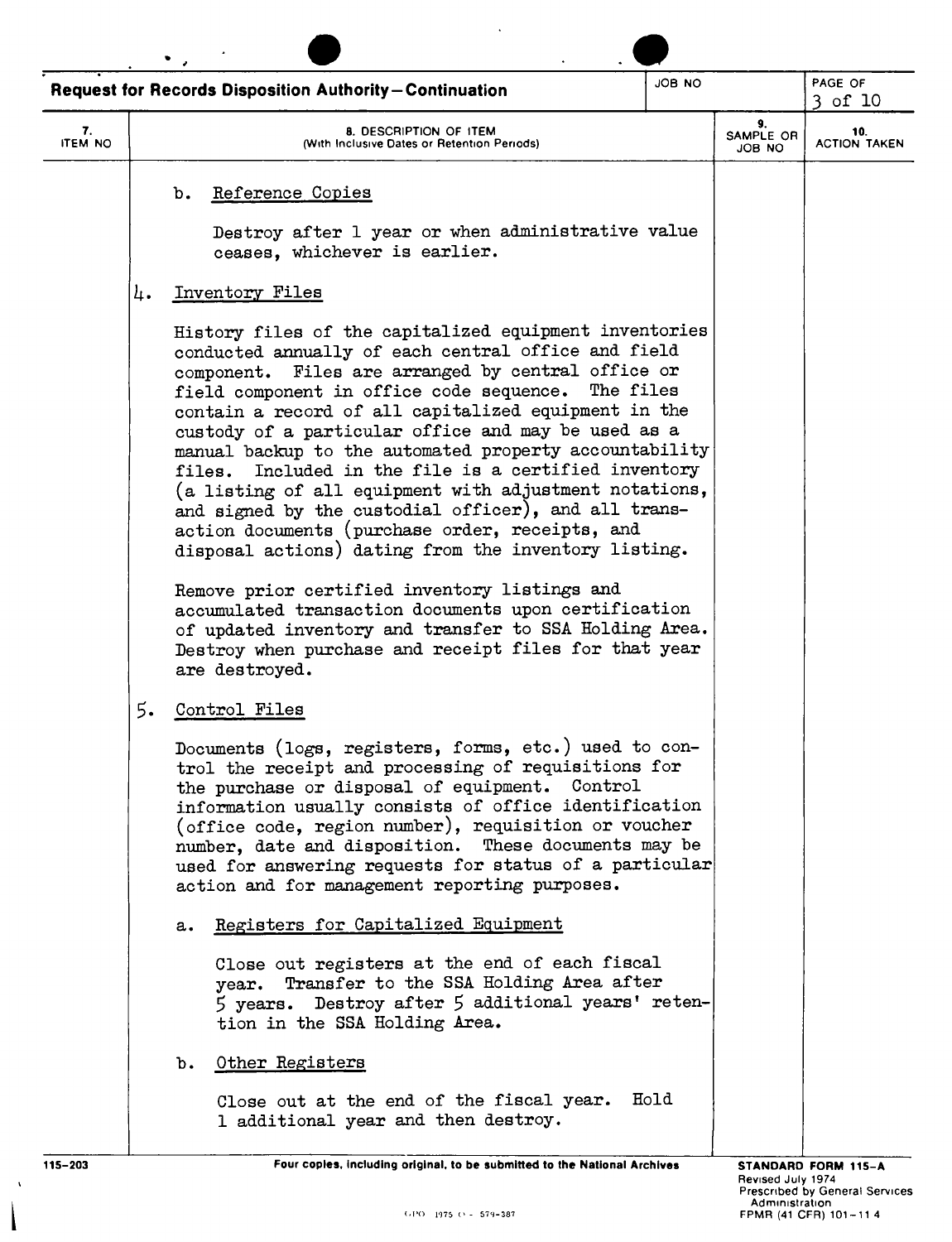**Request for Records Disposition Authority—Continuation**

| 7. ITEM NO | 8. DESCRIPTION OF ITEM (With Inclusive Dates or Retention Periods) | 9. SAMPLE OR JOB NO | 10. ACTION TAKEN |
|---|---|---|---|

b. Reference Copies

Destroy after 1 year or when administrative value ceases, whichever is earlier.

4. Inventory Files

History files of the capitalized equipment inventories conducted annually of each central office and field component. Files are arranged by central office or field component in office code sequence. The files contain a record of all capitalized equipment in the custody of a particular office and may be used as a manual backup to the automated property accountability files. Included in the file is a certified inventory (a listing of all equipment with adjustment notations, and signed by the custodial officer), and all transaction documents (purchase order, receipts, and disposal actions) dating from the inventory listing.

Remove prior certified inventory listings and accumulated transaction documents upon certification of updated inventory and transfer to SSA Holding Area. Destroy when purchase and receipt files for that year are destroyed.

5. Control Files

Documents (logs, registers, forms, etc.) used to control the receipt and processing of requisitions for the purchase or disposal of equipment. Control information usually consists of office identification (office code, region number), requisition or voucher number, date and disposition. These documents may be used for answering requests for status of a particular action and for management reporting purposes.

a. Registers for Capitalized Equipment

Close out registers at the end of each fiscal year. Transfer to the SSA Holding Area after 5 years. Destroy after 5 additional years' retention in the SSA Holding Area.

b. Other Registers

Close out at the end of the fiscal year. Hold 1 additional year and then destroy.

115-203 — Four copies, including original, to be submitted to the National Archives — STANDARD FORM 115-A, Revised July 1974, Prescribed by General Services Administration, FPMR (41 CFR) 101-11.4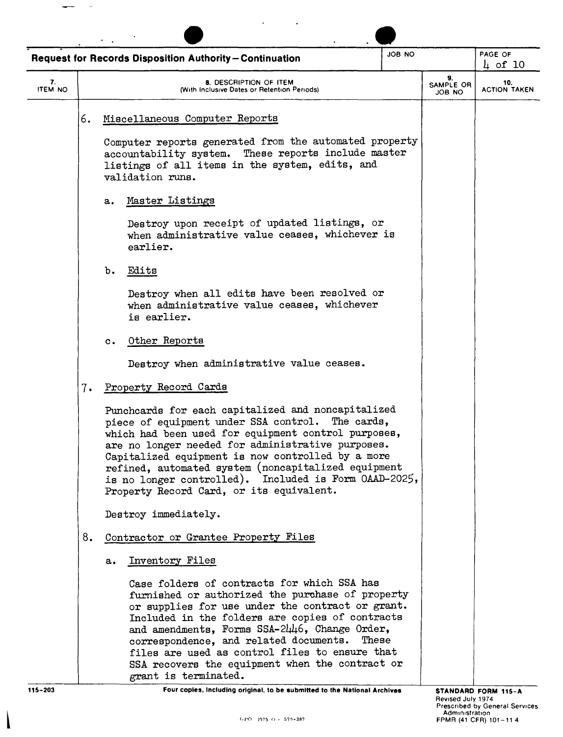**Request for Records Disposition Authority—Continuation**

| 7. ITEM NO | 8. DESCRIPTION OF ITEM (With Inclusive Dates or Retention Periods) | 9. SAMPLE OR JOB NO | 10. ACTION TAKEN |
|---|---|---|---|

6. Miscellaneous Computer Reports

   Computer reports generated from the automated property accountability system. These reports include master listings of all items in the system, edits, and validation runs.

   a. Master Listings

      Destroy upon receipt of updated listings, or when administrative value ceases, whichever is earlier.

   b. Edits

      Destroy when all edits have been resolved or when administrative value ceases, whichever is earlier.

   c. Other Reports

      Destroy when administrative value ceases.

7. Property Record Cards

   Punchcards for each capitalized and noncapitalized piece of equipment under SSA control. The cards, which had been used for equipment control purposes, are no longer needed for administrative purposes. Capitalized equipment is now controlled by a more refined, automated system (noncapitalized equipment is no longer controlled). Included is Form OAAD-2025, Property Record Card, or its equivalent.

   Destroy immediately.

8. Contractor or Grantee Property Files

   a. Inventory Files

      Case folders of contracts for which SSA has furnished or authorized the purchase of property or supplies for use under the contract or grant. Included in the folders are copies of contracts and amendments, Forms SSA-2446, Change Order, correspondence, and related documents. These files are used as control files to ensure that SSA recovers the equipment when the contract or grant is terminated.

115-203

Four copies, including original, to be submitted to the National Archives

STANDARD FORM 115-A
Revised July 1974
Prescribed by General Services Administration
FPMR (41 CFR) 101-11.4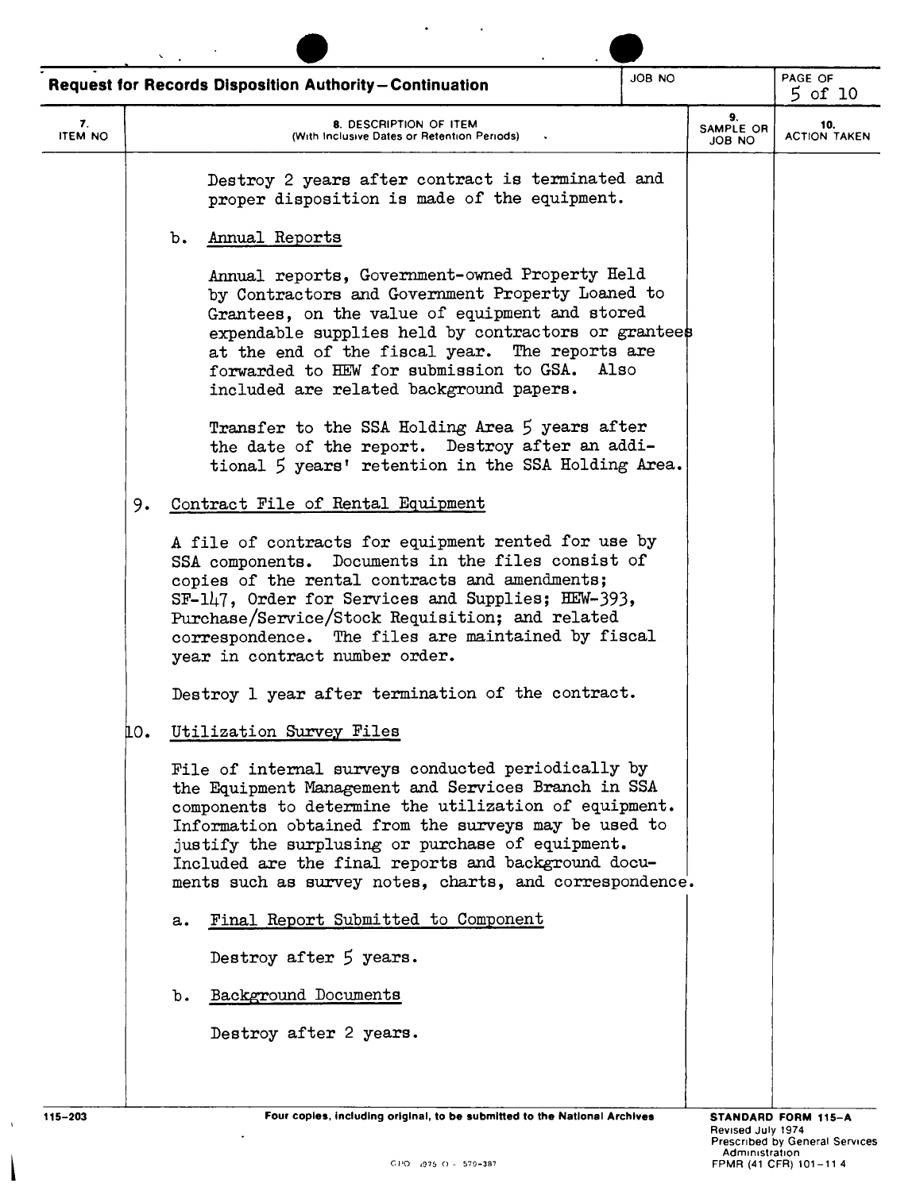**Request for Records Disposition Authority—Continuation**

| 7. ITEM NO | 8. DESCRIPTION OF ITEM (With Inclusive Dates or Retention Periods) | 9. SAMPLE OR JOB NO | 10. ACTION TAKEN |
|---|---|---|---|

Destroy 2 years after contract is terminated and proper disposition is made of the equipment.

b. Annual Reports

Annual reports, Government-owned Property Held by Contractors and Government Property Loaned to Grantees, on the value of equipment and stored expendable supplies held by contractors or grantees at the end of the fiscal year. The reports are forwarded to HEW for submission to GSA. Also included are related background papers.

Transfer to the SSA Holding Area 5 years after the date of the report. Destroy after an additional 5 years' retention in the SSA Holding Area.

9. Contract File of Rental Equipment

A file of contracts for equipment rented for use by SSA components. Documents in the files consist of copies of the rental contracts and amendments; SF-147, Order for Services and Supplies; HEW-393, Purchase/Service/Stock Requisition; and related correspondence. The files are maintained by fiscal year in contract number order.

Destroy 1 year after termination of the contract.

10. Utilization Survey Files

File of internal surveys conducted periodically by the Equipment Management and Services Branch in SSA components to determine the utilization of equipment. Information obtained from the surveys may be used to justify the surplusing or purchase of equipment. Included are the final reports and background documents such as survey notes, charts, and correspondence.

a. Final Report Submitted to Component

Destroy after 5 years.

b. Background Documents

Destroy after 2 years.

115-203 — Four copies, including original, to be submitted to the National Archives — STANDARD FORM 115-A, Revised July 1974, Prescribed by General Services Administration, FPMR (41 CFR) 101-11.4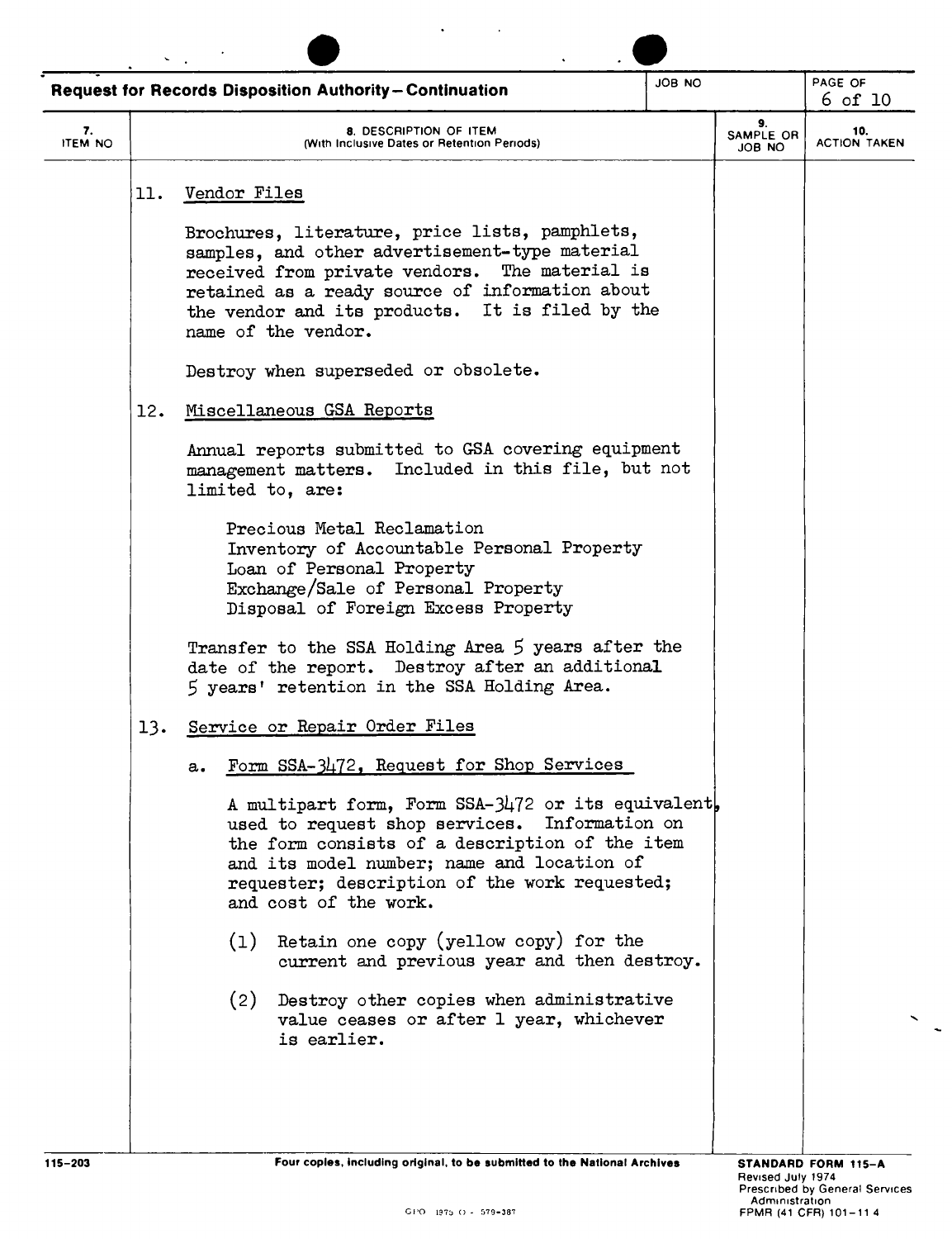**Request for Records Disposition Authority—Continuation**

| 7. ITEM NO | 8. DESCRIPTION OF ITEM (With Inclusive Dates or Retention Periods) | 9. SAMPLE OR JOB NO | 10. ACTION TAKEN |
|---|---|---|---|

11. Vendor Files

Brochures, literature, price lists, pamphlets, samples, and other advertisement-type material received from private vendors. The material is retained as a ready source of information about the vendor and its products. It is filed by the name of the vendor.

Destroy when superseded or obsolete.

12. Miscellaneous GSA Reports

Annual reports submitted to GSA covering equipment management matters. Included in this file, but not limited to, are:

Precious Metal Reclamation
Inventory of Accountable Personal Property
Loan of Personal Property
Exchange/Sale of Personal Property
Disposal of Foreign Excess Property

Transfer to the SSA Holding Area 5 years after the date of the report. Destroy after an additional 5 years' retention in the SSA Holding Area.

13. Service or Repair Order Files

a. Form SSA-3472, Request for Shop Services

A multipart form, Form SSA-3472 or its equivalent, used to request shop services. Information on the form consists of a description of the item and its model number; name and location of requester; description of the work requested; and cost of the work.

(1) Retain one copy (yellow copy) for the current and previous year and then destroy.

(2) Destroy other copies when administrative value ceases or after 1 year, whichever is earlier.

Four copies, including original, to be submitted to the National Archives

STANDARD FORM 115-A
Revised July 1974
Prescribed by General Services Administration
FPMR (41 CFR) 101-11.4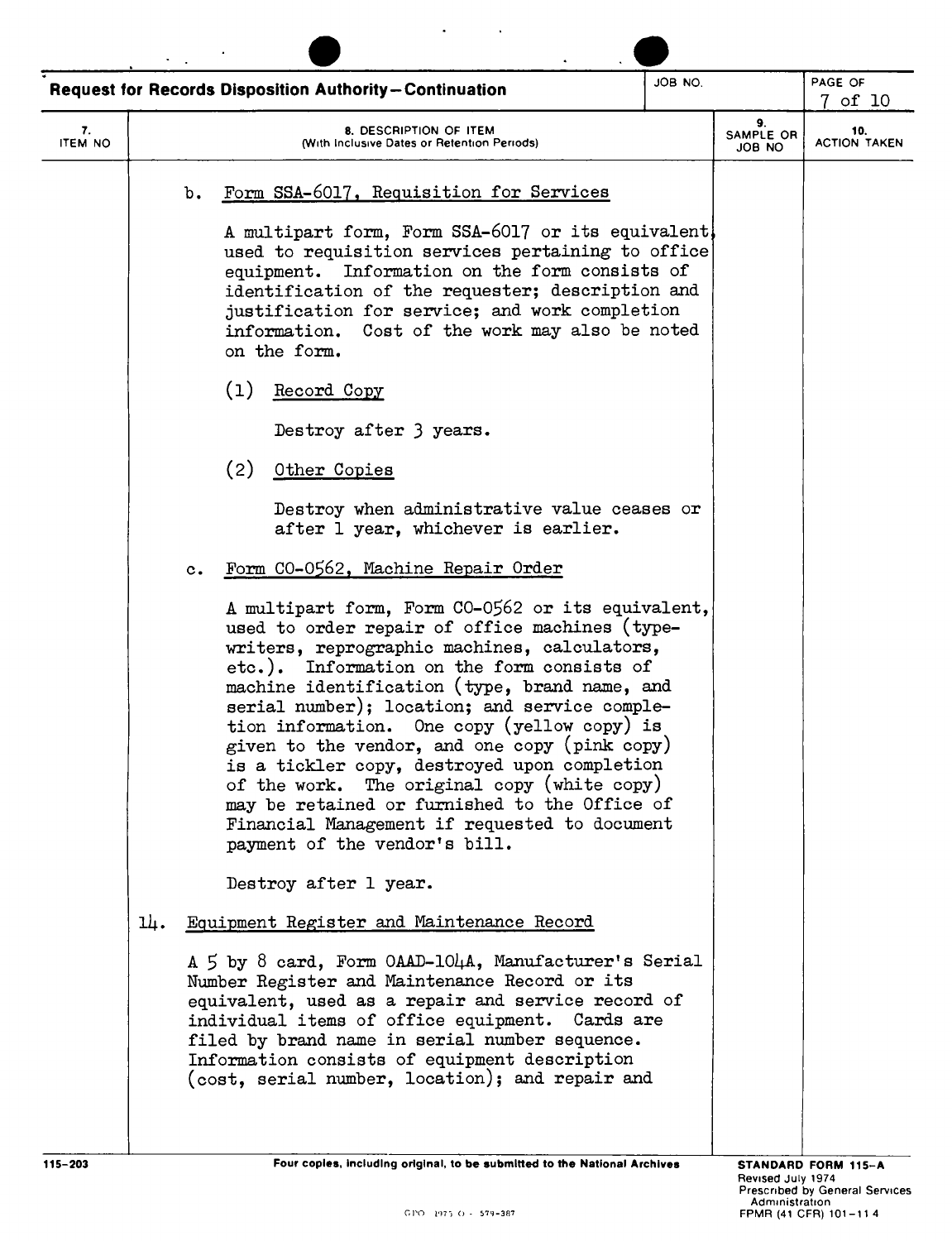**Request for Records Disposition Authority—Continuation**

| 7. ITEM NO | 8. DESCRIPTION OF ITEM (With Inclusive Dates or Retention Periods) | 9. SAMPLE OR JOB NO | 10. ACTION TAKEN |
|---|---|---|---|

b. Form SSA-6017, Requisition for Services

A multipart form, Form SSA-6017 or its equivalent, used to requisition services pertaining to office equipment. Information on the form consists of identification of the requester; description and justification for service; and work completion information. Cost of the work may also be noted on the form.

(1) Record Copy

Destroy after 3 years.

(2) Other Copies

Destroy when administrative value ceases or after 1 year, whichever is earlier.

c. Form CO-0562, Machine Repair Order

A multipart form, Form CO-0562 or its equivalent, used to order repair of office machines (typewriters, reprographic machines, calculators, etc.). Information on the form consists of machine identification (type, brand name, and serial number); location; and service completion information. One copy (yellow copy) is given to the vendor, and one copy (pink copy) is a tickler copy, destroyed upon completion of the work. The original copy (white copy) may be retained or furnished to the Office of Financial Management if requested to document payment of the vendor's bill.

Destroy after 1 year.

14. Equipment Register and Maintenance Record

A 5 by 8 card, Form OAAD-104A, Manufacturer's Serial Number Register and Maintenance Record or its equivalent, used as a repair and service record of individual items of office equipment. Cards are filed by brand name in serial number sequence. Information consists of equipment description (cost, serial number, location); and repair and

115-203 Four copies, including original, to be submitted to the National Archives

STANDARD FORM 115-A
Revised July 1974
Prescribed by General Services Administration
FPMR (41 CFR) 101-11.4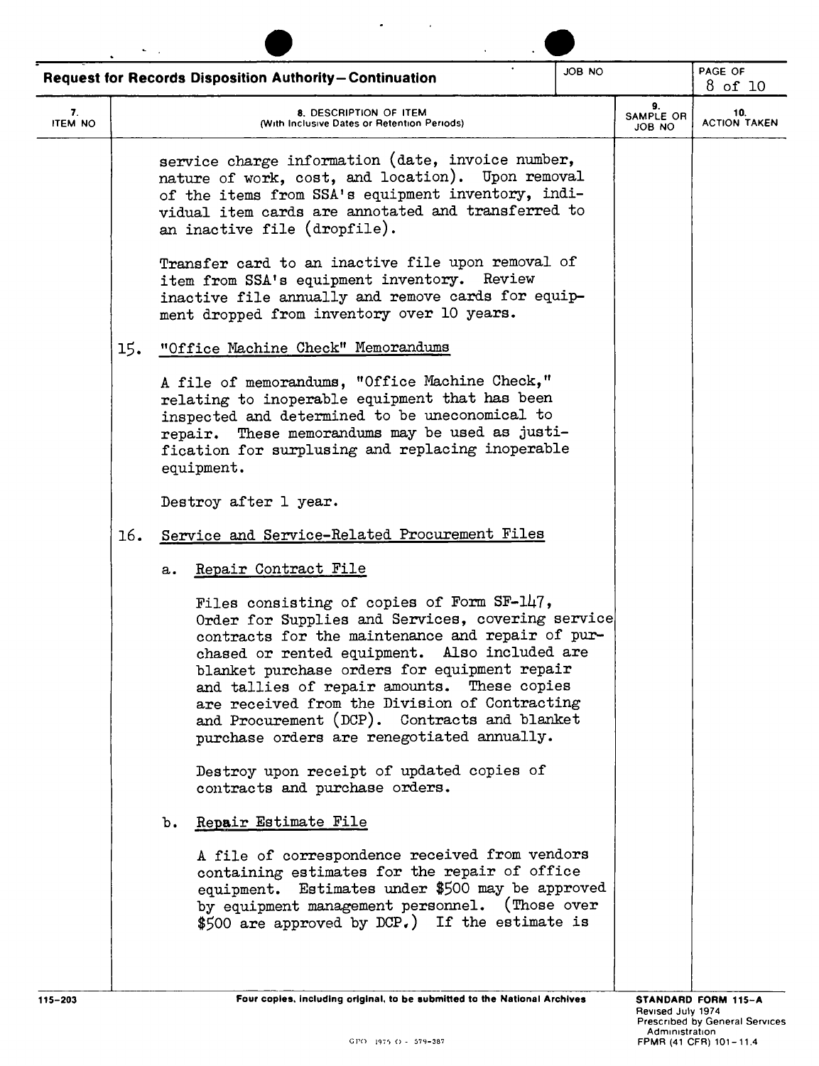**Request for Records Disposition Authority—Continuation**

| 7. ITEM NO | 8. DESCRIPTION OF ITEM (With Inclusive Dates or Retention Periods) | 9. SAMPLE OR JOB NO | 10. ACTION TAKEN |
|---|---|---|---|

service charge information (date, invoice number, nature of work, cost, and location). Upon removal of the items from SSA's equipment inventory, individual item cards are annotated and transferred to an inactive file (dropfile).

Transfer card to an inactive file upon removal of item from SSA's equipment inventory. Review inactive file annually and remove cards for equipment dropped from inventory over 10 years.

15. "Office Machine Check" Memorandums

A file of memorandums, "Office Machine Check," relating to inoperable equipment that has been inspected and determined to be uneconomical to repair. These memorandums may be used as justification for surplusing and replacing inoperable equipment.

Destroy after 1 year.

16. Service and Service-Related Procurement Files

a. Repair Contract File

Files consisting of copies of Form SF-147, Order for Supplies and Services, covering service contracts for the maintenance and repair of purchased or rented equipment. Also included are blanket purchase orders for equipment repair and tallies of repair amounts. These copies are received from the Division of Contracting and Procurement (DCP). Contracts and blanket purchase orders are renegotiated annually.

Destroy upon receipt of updated copies of contracts and purchase orders.

b. Repair Estimate File

A file of correspondence received from vendors containing estimates for the repair of office equipment. Estimates under $500 may be approved by equipment management personnel. (Those over $500 are approved by DCP.) If the estimate is

115-203 Four copies, including original, to be submitted to the National Archives

STANDARD FORM 115-A
Revised July 1974
Prescribed by General Services Administration
FPMR (41 CFR) 101-11.4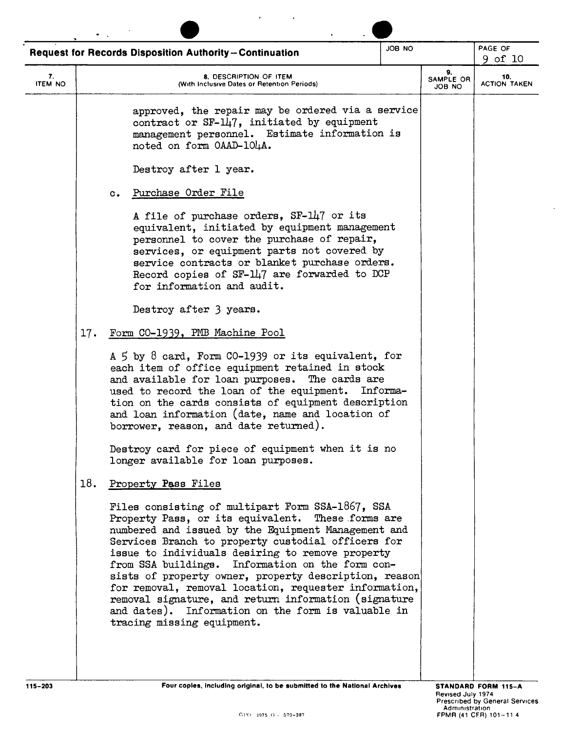**Request for Records Disposition Authority—Continuation**

| 7. ITEM NO | 8. DESCRIPTION OF ITEM (With Inclusive Dates or Retention Periods) | 9. SAMPLE OR JOB NO | 10. ACTION TAKEN |
|---|---|---|---|

approved, the repair may be ordered via a service contract or SF-147, initiated by equipment management personnel. Estimate information is noted on form OAAD-104A.

Destroy after 1 year.

c. Purchase Order File

A file of purchase orders, SF-147 or its equivalent, initiated by equipment management personnel to cover the purchase of repair, services, or equipment parts not covered by service contracts or blanket purchase orders. Record copies of SF-147 are forwarded to DCP for information and audit.

Destroy after 3 years.

17. Form CO-1939, PMB Machine Pool

A 5 by 8 card, Form CO-1939 or its equivalent, for each item of office equipment retained in stock and available for loan purposes. The cards are used to record the loan of the equipment. Information on the cards consists of equipment description and loan information (date, name and location of borrower, reason, and date returned).

Destroy card for piece of equipment when it is no longer available for loan purposes.

18. Property Pass Files

Files consisting of multipart Form SSA-1867, SSA Property Pass, or its equivalent. These forms are numbered and issued by the Equipment Management and Services Branch to property custodial officers for issue to individuals desiring to remove property from SSA buildings. Information on the form consists of property owner, property description, reason for removal, removal location, requester information, removal signature, and return information (signature and dates). Information on the form is valuable in tracing missing equipment.

115-203 — Four copies, including original, to be submitted to the National Archives — STANDARD FORM 115-A, Revised July 1974, Prescribed by General Services Administration, FPMR (41 CFR) 101-11.4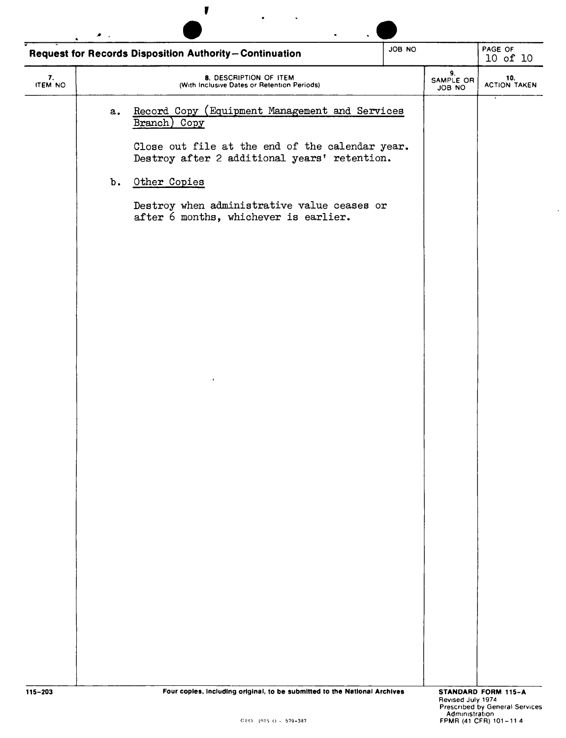**Request for Records Disposition Authority—Continuation**

| 7. ITEM NO | 8. DESCRIPTION OF ITEM (With Inclusive Dates or Retention Periods) | 9. SAMPLE OR JOB NO | 10. ACTION TAKEN |
|---|---|---|---|
| | a. Record Copy (Equipment Management and Services Branch) Copy<br><br>Close out file at the end of the calendar year. Destroy after 2 additional years' retention.<br><br>b. Other Copies<br><br>Destroy when administrative value ceases or after 6 months, whichever is earlier. | | |

115-203

Four copies, including original, to be submitted to the National Archives

STANDARD FORM 115-A
Revised July 1974
Prescribed by General Services Administration
FPMR (41 CFR) 101-11 4